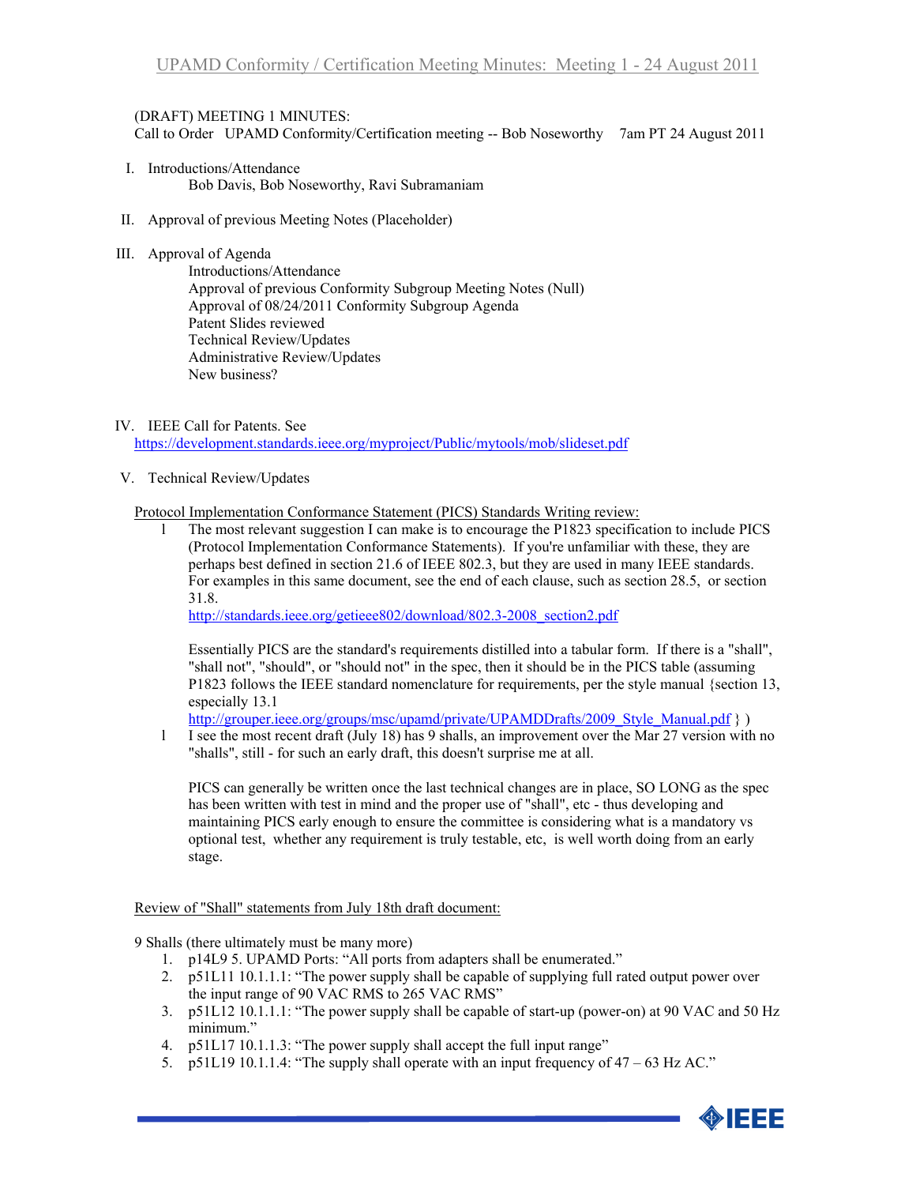(DRAFT) MEETING 1 MINUTES:
Call to Order UPAMD Conformity/Certification meeting -- Bob Noseworthy 7am PT 24 August 2011

I. Introductions/Attendance
   Bob Davis, Bob Noseworthy, Ravi Subramaniam

II. Approval of previous Meeting Notes (Placeholder)

III. Approval of Agenda
   Introductions/Attendance
   Approval of previous Conformity Subgroup Meeting Notes (Null)
   Approval of 08/24/2011 Conformity Subgroup Agenda
   Patent Slides reviewed
   Technical Review/Updates
   Administrative Review/Updates
   New business?

IV. IEEE Call for Patents. See https://development.standards.ieee.org/myproject/Public/mytools/mob/slideset.pdf

V. Technical Review/Updates

Protocol Implementation Conformance Statement (PICS) Standards Writing review:

- The most relevant suggestion I can make is to encourage the P1823 specification to include PICS (Protocol Implementation Conformance Statements). If you're unfamiliar with these, they are perhaps best defined in section 21.6 of IEEE 802.3, but they are used in many IEEE standards. For examples in this same document, see the end of each clause, such as section 28.5, or section 31.8.
  http://standards.ieee.org/getieee802/download/802.3-2008_section2.pdf

  Essentially PICS are the standard's requirements distilled into a tabular form. If there is a "shall", "shall not", "should", or "should not" in the spec, then it should be in the PICS table (assuming P1823 follows the IEEE standard nomenclature for requirements, per the style manual {section 13, especially 13.1
  http://grouper.ieee.org/groups/msc/upamd/private/UPAMDDrafts/2009_Style_Manual.pdf } )
- I see the most recent draft (July 18) has 9 shalls, an improvement over the Mar 27 version with no "shalls", still - for such an early draft, this doesn't surprise me at all.

  PICS can generally be written once the last technical changes are in place, SO LONG as the spec has been written with test in mind and the proper use of "shall", etc - thus developing and maintaining PICS early enough to ensure the committee is considering what is a mandatory vs optional test, whether any requirement is truly testable, etc, is well worth doing from an early stage.

Review of "Shall" statements from July 18th draft document:

9 Shalls (there ultimately must be many more)

1. p14L9 5. UPAMD Ports: "All ports from adapters shall be enumerated."
2. p51L11 10.1.1.1: "The power supply shall be capable of supplying full rated output power over the input range of 90 VAC RMS to 265 VAC RMS"
3. p51L12 10.1.1.1: "The power supply shall be capable of start-up (power-on) at 90 VAC and 50 Hz minimum."
4. p51L17 10.1.1.3: "The power supply shall accept the full input range"
5. p51L19 10.1.1.4: "The supply shall operate with an input frequency of 47 – 63 Hz AC."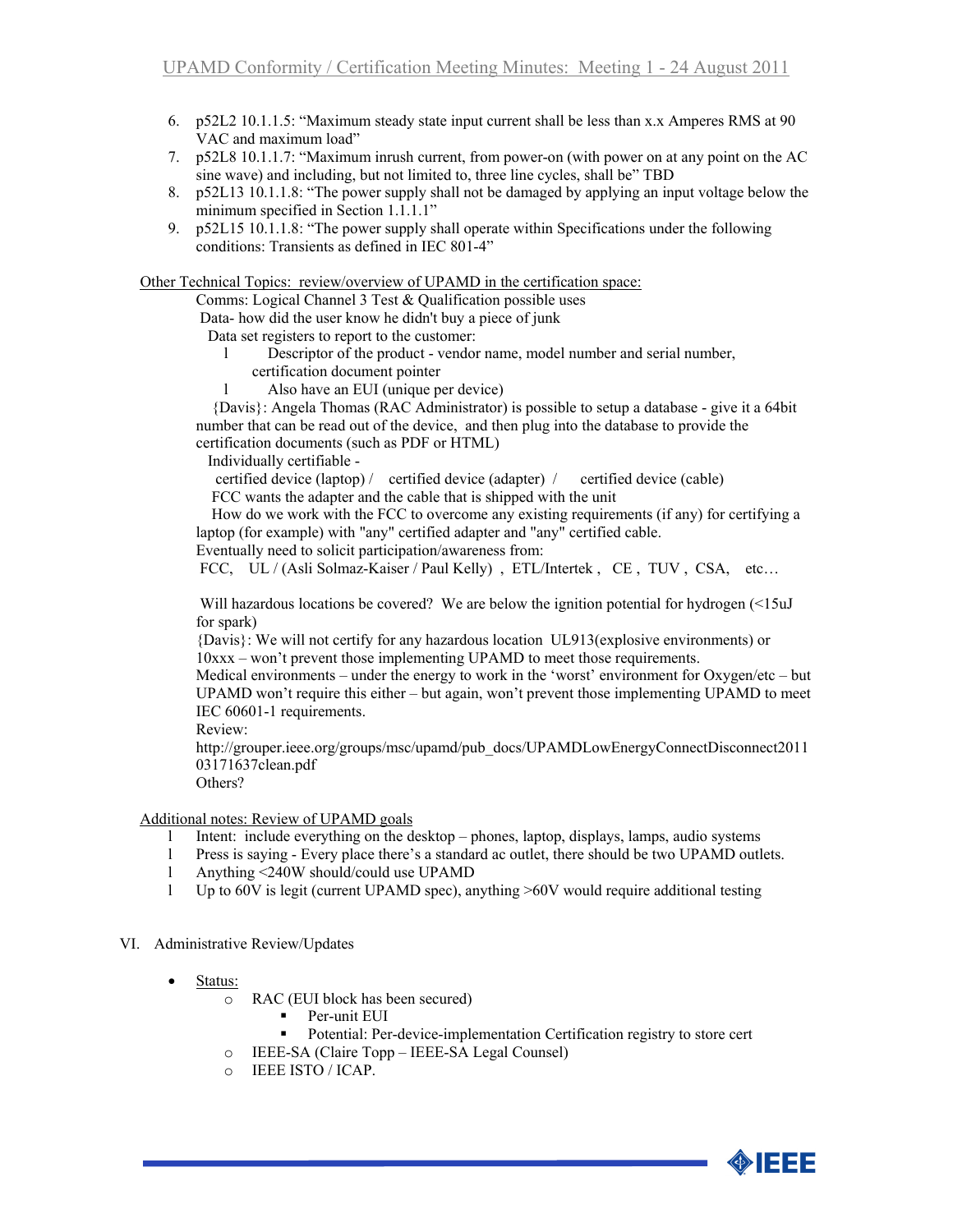6. p52L2 10.1.1.5: "Maximum steady state input current shall be less than x.x Amperes RMS at 90 VAC and maximum load"
7. p52L8 10.1.1.7: "Maximum inrush current, from power-on (with power on at any point on the AC sine wave) and including, but not limited to, three line cycles, shall be" TBD
8. p52L13 10.1.1.8: "The power supply shall not be damaged by applying an input voltage below the minimum specified in Section 1.1.1.1"
9. p52L15 10.1.1.8: "The power supply shall operate within Specifications under the following conditions: Transients as defined in IEC 801-4"

Other Technical Topics: review/overview of UPAMD in the certification space:

Comms: Logical Channel 3 Test & Qualification possible uses

Data- how did the user know he didn't buy a piece of junk

Data set registers to report to the customer:

- Descriptor of the product - vendor name, model number and serial number, certification document pointer
- Also have an EUI (unique per device)

{Davis}: Angela Thomas (RAC Administrator) is possible to setup a database - give it a 64bit number that can be read out of the device, and then plug into the database to provide the certification documents (such as PDF or HTML)

Individually certifiable -

certified device (laptop) / certified device (adapter) / certified device (cable)

FCC wants the adapter and the cable that is shipped with the unit

How do we work with the FCC to overcome any existing requirements (if any) for certifying a laptop (for example) with "any" certified adapter and "any" certified cable.

Eventually need to solicit participation/awareness from:

FCC, UL / (Asli Solmaz-Kaiser / Paul Kelly) , ETL/Intertek , CE , TUV , CSA, etc…

Will hazardous locations be covered? We are below the ignition potential for hydrogen (<15uJ for spark)

{Davis}: We will not certify for any hazardous location UL913(explosive environments) or 10xxx – won't prevent those implementing UPAMD to meet those requirements.

Medical environments – under the energy to work in the 'worst' environment for Oxygen/etc – but UPAMD won't require this either – but again, won't prevent those implementing UPAMD to meet IEC 60601-1 requirements.

Review:

http://grouper.ieee.org/groups/msc/upamd/pub_docs/UPAMDLowEnergyConnectDisconnect201103171637clean.pdf

Others?

Additional notes: Review of UPAMD goals

- Intent: include everything on the desktop – phones, laptop, displays, lamps, audio systems
- Press is saying - Every place there's a standard ac outlet, there should be two UPAMD outlets.
- Anything <240W should/could use UPAMD
- Up to 60V is legit (current UPAMD spec), anything >60V would require additional testing

VI. Administrative Review/Updates

- Status:
    - RAC (EUI block has been secured)
        - Per-unit EUI
        - Potential: Per-device-implementation Certification registry to store cert
    - IEEE-SA (Claire Topp – IEEE-SA Legal Counsel)
    - IEEE ISTO / ICAP.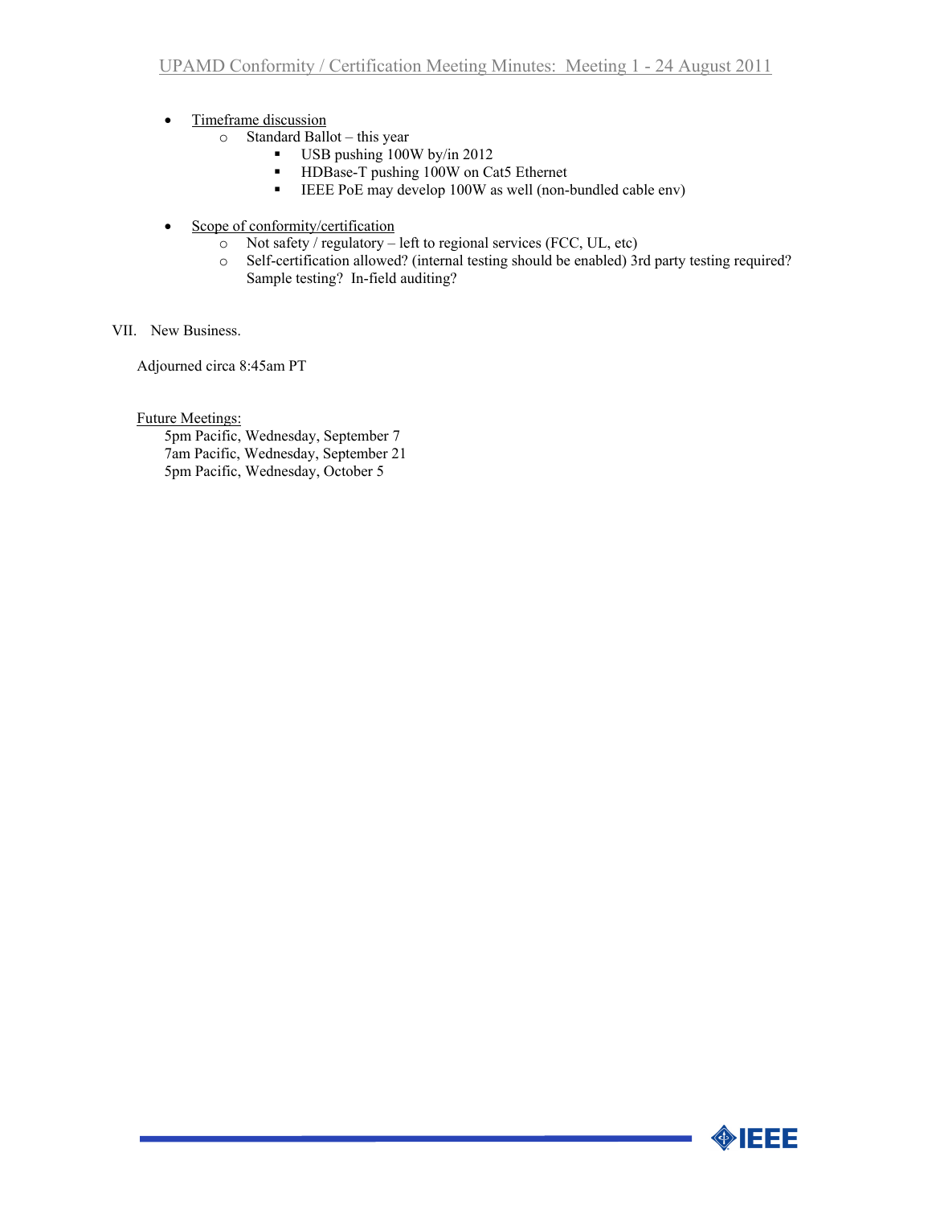- Timeframe discussion
  - Standard Ballot – this year
    - USB pushing 100W by/in 2012
    - HDBase-T pushing 100W on Cat5 Ethernet
    - IEEE PoE may develop 100W as well (non-bundled cable env)

- Scope of conformity/certification
  - Not safety / regulatory – left to regional services (FCC, UL, etc)
  - Self-certification allowed? (internal testing should be enabled) 3rd party testing required? Sample testing? In-field auditing?

VII. New Business.

Adjourned circa 8:45am PT

Future Meetings:

5pm Pacific, Wednesday, September 7
7am Pacific, Wednesday, September 21
5pm Pacific, Wednesday, October 5